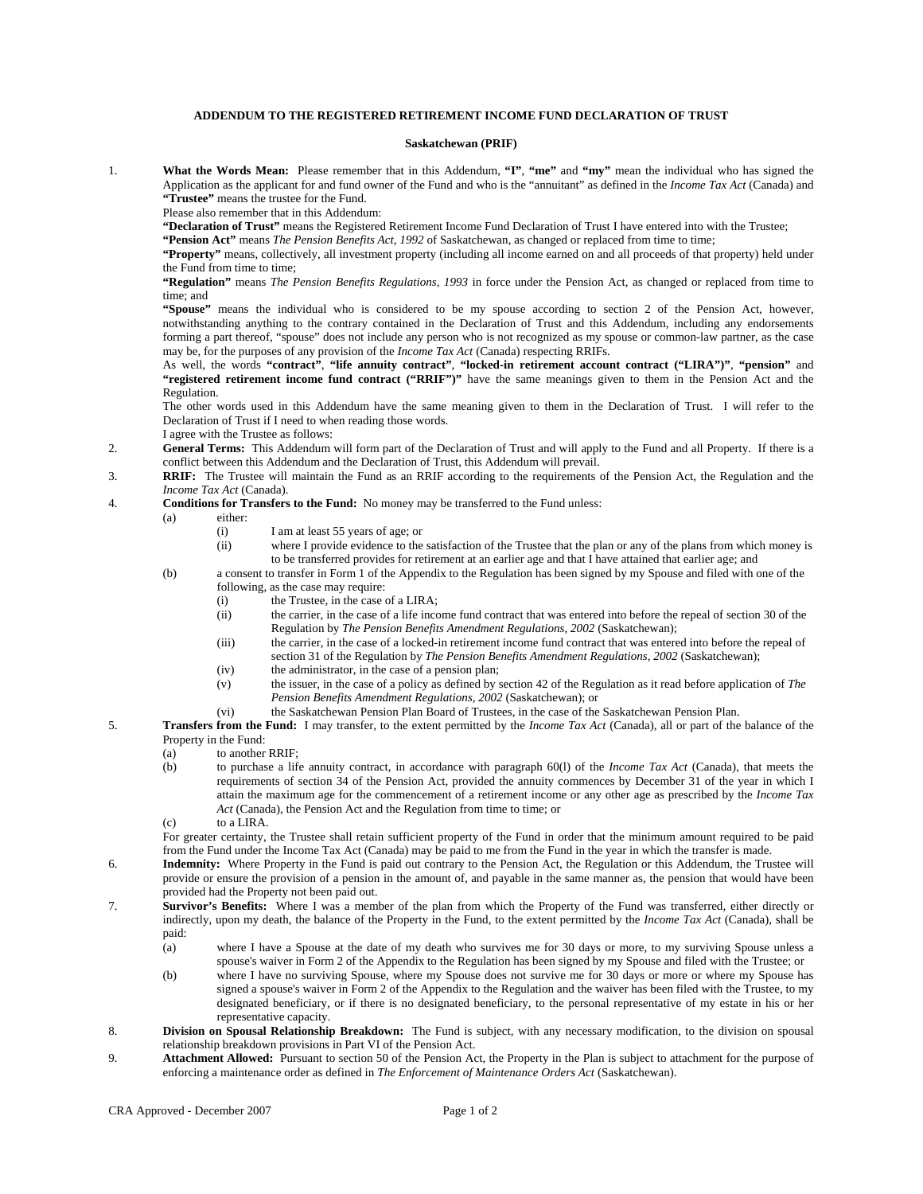**ADDENDUM TO THE REGISTERED RETIREMENT INCOME FUND DECLARATION OF TRUST**

**Saskatchewan (PRIF)**

1. **What the Words Mean:** Please remember that in this Addendum, **"I"**, **"me"** and **"my"** mean the individual who has signed the Application as the applicant for and fund owner of the Fund and who is the "annuitant" as defined in the *Income Tax Act* (Canada) and **"Trustee"** means the trustee for the Fund.

   Please also remember that in this Addendum:

   **"Declaration of Trust"** means the Registered Retirement Income Fund Declaration of Trust I have entered into with the Trustee;

   **"Pension Act"** means *The Pension Benefits Act, 1992* of Saskatchewan, as changed or replaced from time to time;

   **"Property"** means, collectively, all investment property (including all income earned on and all proceeds of that property) held under the Fund from time to time;

   **"Regulation"** means *The Pension Benefits Regulations, 1993* in force under the Pension Act, as changed or replaced from time to time; and

   **"Spouse"** means the individual who is considered to be my spouse according to section 2 of the Pension Act, however, notwithstanding anything to the contrary contained in the Declaration of Trust and this Addendum, including any endorsements forming a part thereof, "spouse" does not include any person who is not recognized as my spouse or common-law partner, as the case may be, for the purposes of any provision of the *Income Tax Act* (Canada) respecting RRIFs.

   As well, the words **"contract"**, **"life annuity contract"**, **"locked-in retirement account contract ("LIRA")"**, **"pension"** and **"registered retirement income fund contract ("RRIF")"** have the same meanings given to them in the Pension Act and the Regulation.

   The other words used in this Addendum have the same meaning given to them in the Declaration of Trust. I will refer to the Declaration of Trust if I need to when reading those words.

   I agree with the Trustee as follows:

2. **General Terms:** This Addendum will form part of the Declaration of Trust and will apply to the Fund and all Property. If there is a conflict between this Addendum and the Declaration of Trust, this Addendum will prevail.

3. **RRIF:** The Trustee will maintain the Fund as an RRIF according to the requirements of the Pension Act, the Regulation and the *Income Tax Act* (Canada).

4. **Conditions for Transfers to the Fund:** No money may be transferred to the Fund unless:
   - (a) either:
     - (i) I am at least 55 years of age; or
     - (ii) where I provide evidence to the satisfaction of the Trustee that the plan or any of the plans from which money is to be transferred provides for retirement at an earlier age and that I have attained that earlier age; and
   - (b) a consent to transfer in Form 1 of the Appendix to the Regulation has been signed by my Spouse and filed with one of the following, as the case may require:
     - (i) the Trustee, in the case of a LIRA;
     - (ii) the carrier, in the case of a life income fund contract that was entered into before the repeal of section 30 of the Regulation by *The Pension Benefits Amendment Regulations, 2002* (Saskatchewan);
     - (iii) the carrier, in the case of a locked-in retirement income fund contract that was entered into before the repeal of section 31 of the Regulation by *The Pension Benefits Amendment Regulations, 2002* (Saskatchewan);
     - (iv) the administrator, in the case of a pension plan;
     - (v) the issuer, in the case of a policy as defined by section 42 of the Regulation as it read before application of *The Pension Benefits Amendment Regulations, 2002* (Saskatchewan); or
     - (vi) the Saskatchewan Pension Plan Board of Trustees, in the case of the Saskatchewan Pension Plan.

5. **Transfers from the Fund:** I may transfer, to the extent permitted by the *Income Tax Act* (Canada), all or part of the balance of the Property in the Fund:
   - (a) to another RRIF;
   - (b) to purchase a life annuity contract, in accordance with paragraph 60(l) of the *Income Tax Act* (Canada), that meets the requirements of section 34 of the Pension Act, provided the annuity commences by December 31 of the year in which I attain the maximum age for the commencement of a retirement income or any other age as prescribed by the *Income Tax Act* (Canada), the Pension Act and the Regulation from time to time; or
   - (c) to a LIRA.

   For greater certainty, the Trustee shall retain sufficient property of the Fund in order that the minimum amount required to be paid from the Fund under the Income Tax Act (Canada) may be paid to me from the Fund in the year in which the transfer is made.

6. **Indemnity:** Where Property in the Fund is paid out contrary to the Pension Act, the Regulation or this Addendum, the Trustee will provide or ensure the provision of a pension in the amount of, and payable in the same manner as, the pension that would have been provided had the Property not been paid out.

7. **Survivor's Benefits:** Where I was a member of the plan from which the Property of the Fund was transferred, either directly or indirectly, upon my death, the balance of the Property in the Fund, to the extent permitted by the *Income Tax Act* (Canada), shall be paid:
   - (a) where I have a Spouse at the date of my death who survives me for 30 days or more, to my surviving Spouse unless a spouse's waiver in Form 2 of the Appendix to the Regulation has been signed by my Spouse and filed with the Trustee; or
   - (b) where I have no surviving Spouse, where my Spouse does not survive me for 30 days or more or where my Spouse has signed a spouse's waiver in Form 2 of the Appendix to the Regulation and the waiver has been filed with the Trustee, to my designated beneficiary, or if there is no designated beneficiary, to the personal representative of my estate in his or her representative capacity.

8. **Division on Spousal Relationship Breakdown:** The Fund is subject, with any necessary modification, to the division on spousal relationship breakdown provisions in Part VI of the Pension Act.

9. **Attachment Allowed:** Pursuant to section 50 of the Pension Act, the Property in the Plan is subject to attachment for the purpose of enforcing a maintenance order as defined in *The Enforcement of Maintenance Orders Act* (Saskatchewan).

CRA Approved - December 2007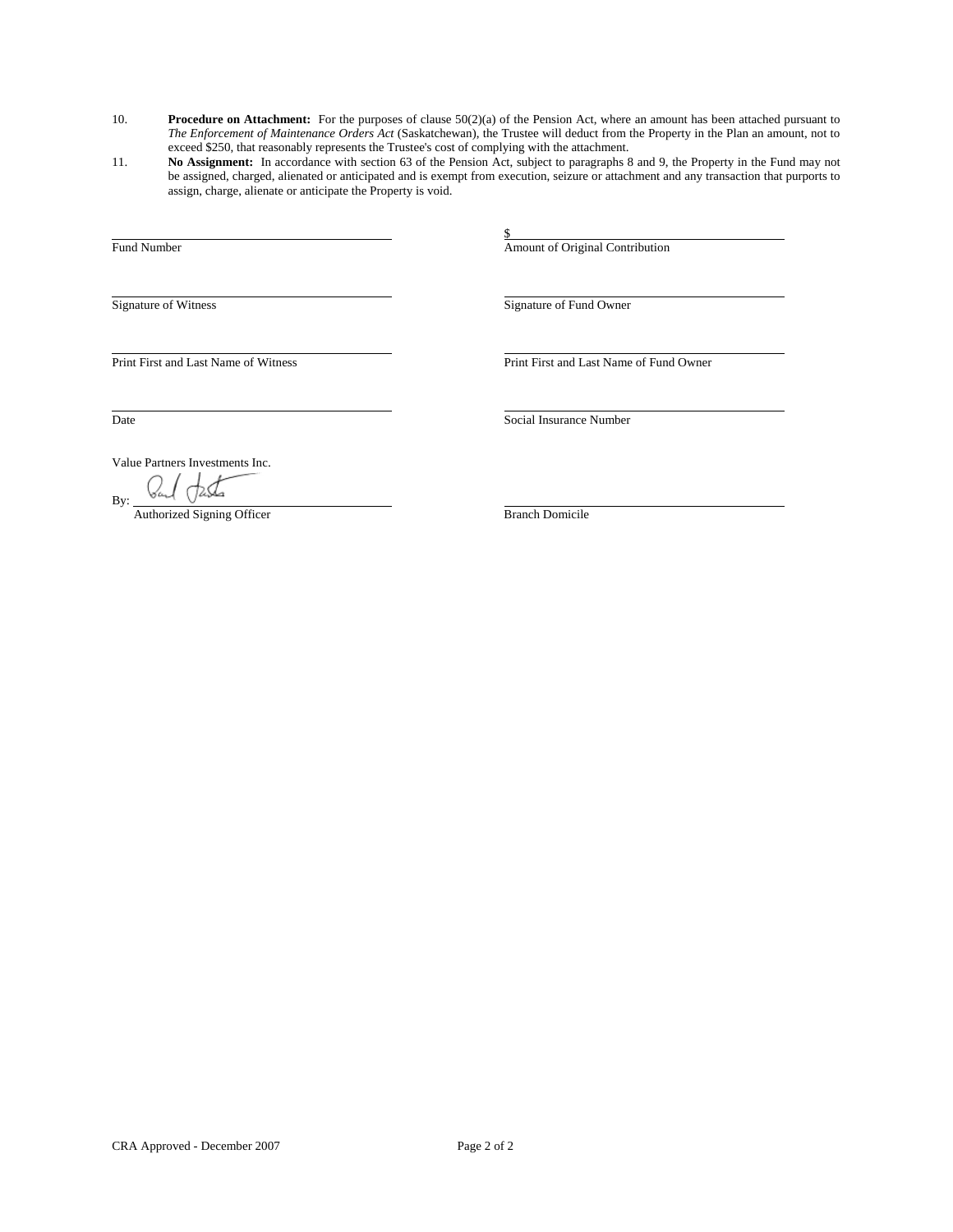10. **Procedure on Attachment:** For the purposes of clause 50(2)(a) of the Pension Act, where an amount has been attached pursuant to *The Enforcement of Maintenance Orders Act* (Saskatchewan), the Trustee will deduct from the Property in the Plan an amount, not to exceed $250, that reasonably represents the Trustee's cost of complying with the attachment.
11. **No Assignment:** In accordance with section 63 of the Pension Act, subject to paragraphs 8 and 9, the Property in the Fund may not be assigned, charged, alienated or anticipated and is exempt from execution, seizure or attachment and any transaction that purports to assign, charge, alienate or anticipate the Property is void.

| | |
|---|---|
| \_\_\_\_\_\_\_\_\_\_\_\_\_\_\_\_\_\_\_\_\_\_\_\_\_\_\_\_ | $\_\_\_\_\_\_\_\_\_\_\_\_\_\_\_\_\_\_\_\_\_\_\_\_\_\_\_\_ |
| Fund Number | Amount of Original Contribution |
| \_\_\_\_\_\_\_\_\_\_\_\_\_\_\_\_\_\_\_\_\_\_\_\_\_\_\_\_ | \_\_\_\_\_\_\_\_\_\_\_\_\_\_\_\_\_\_\_\_\_\_\_\_\_\_\_\_ |
| Signature of Witness | Signature of Fund Owner |
| \_\_\_\_\_\_\_\_\_\_\_\_\_\_\_\_\_\_\_\_\_\_\_\_\_\_\_\_ | \_\_\_\_\_\_\_\_\_\_\_\_\_\_\_\_\_\_\_\_\_\_\_\_\_\_\_\_ |
| Print First and Last Name of Witness | Print First and Last Name of Fund Owner |
| \_\_\_\_\_\_\_\_\_\_\_\_\_\_\_\_\_\_\_\_\_\_\_\_\_\_\_\_ | \_\_\_\_\_\_\_\_\_\_\_\_\_\_\_\_\_\_\_\_\_\_\_\_\_\_\_\_ |
| Date | Social Insurance Number |

Value Partners Investments Inc.

By: \_\_\_\_\_\_\_\_\_\_\_\_\_\_\_\_\_\_\_\_\_\_\_\_\_\_\_\_
Authorized Signing Officer

\_\_\_\_\_\_\_\_\_\_\_\_\_\_\_\_\_\_\_\_\_\_\_\_\_\_\_\_
Branch Domicile

CRA Approved - December 2007